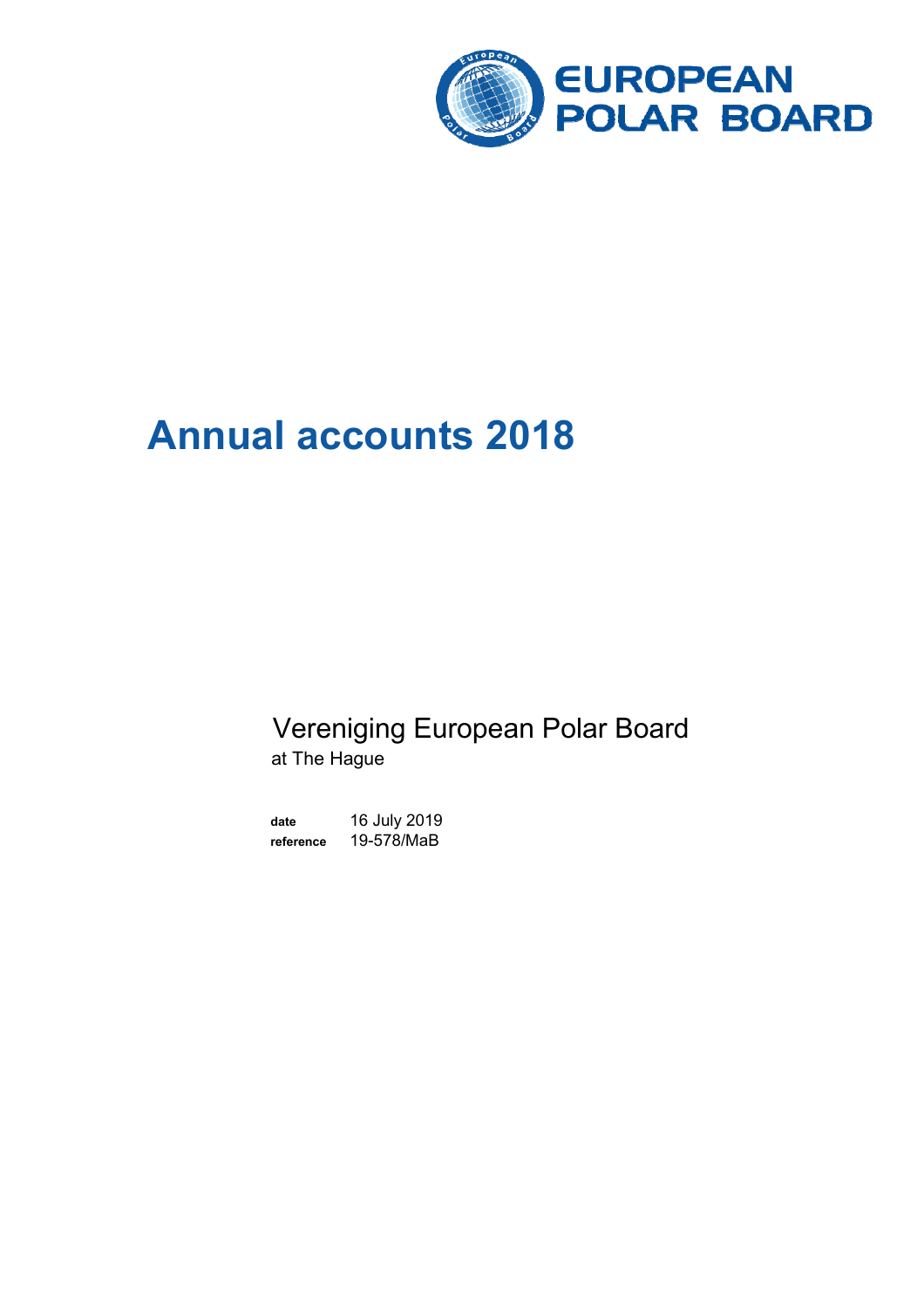EUROPEAN POLAR BOARD

# Annual accounts 2018

Vereniging European Polar Board
at The Hague

**date** 16 July 2019
**reference** 19-578/MaB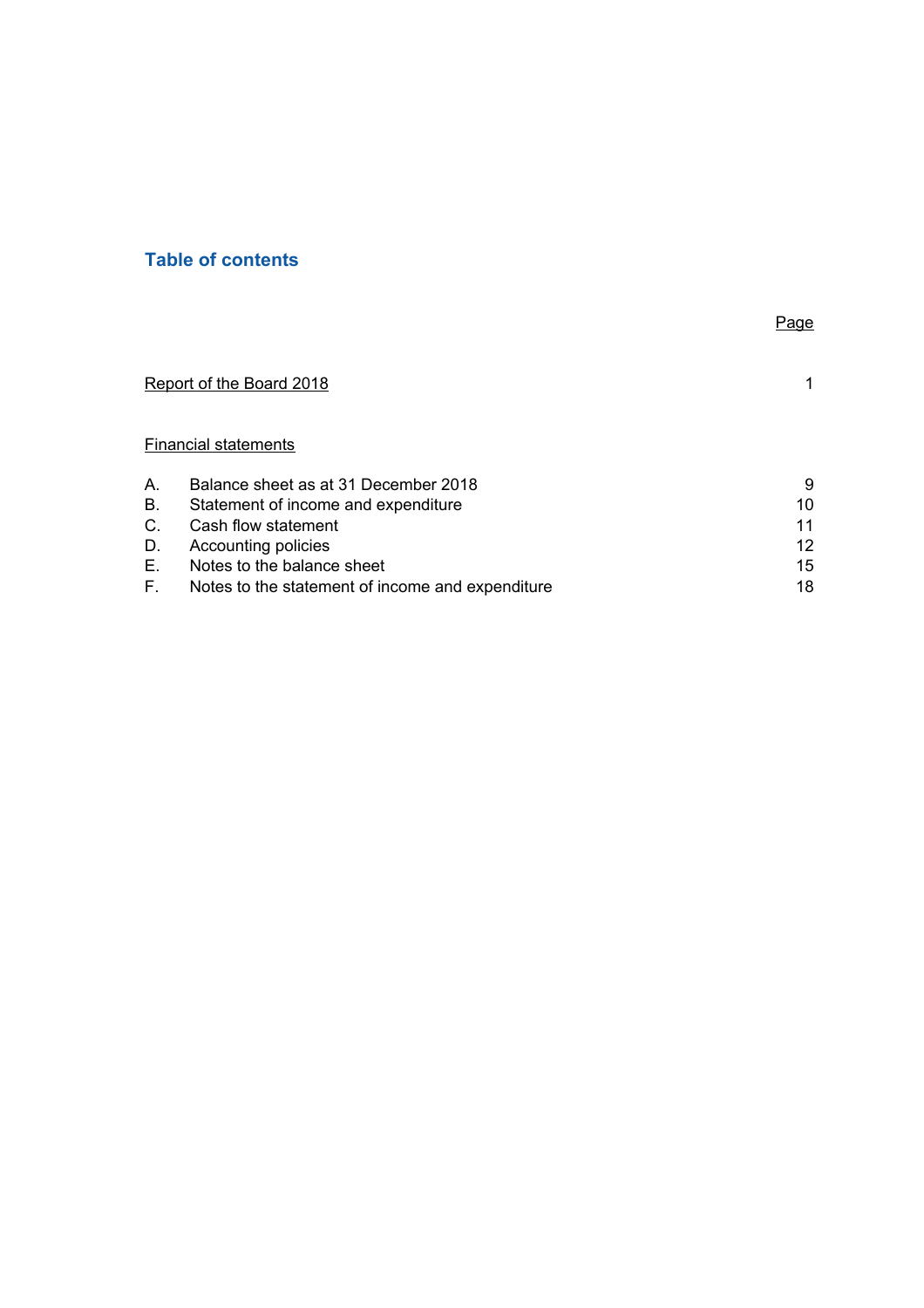## Table of contents

| | | Page |
|---|---|---|
| Report of the Board 2018 | | 1 |
| Financial statements | | |
| A. | Balance sheet as at 31 December 2018 | 9 |
| B. | Statement of income and expenditure | 10 |
| C. | Cash flow statement | 11 |
| D. | Accounting policies | 12 |
| E. | Notes to the balance sheet | 15 |
| F. | Notes to the statement of income and expenditure | 18 |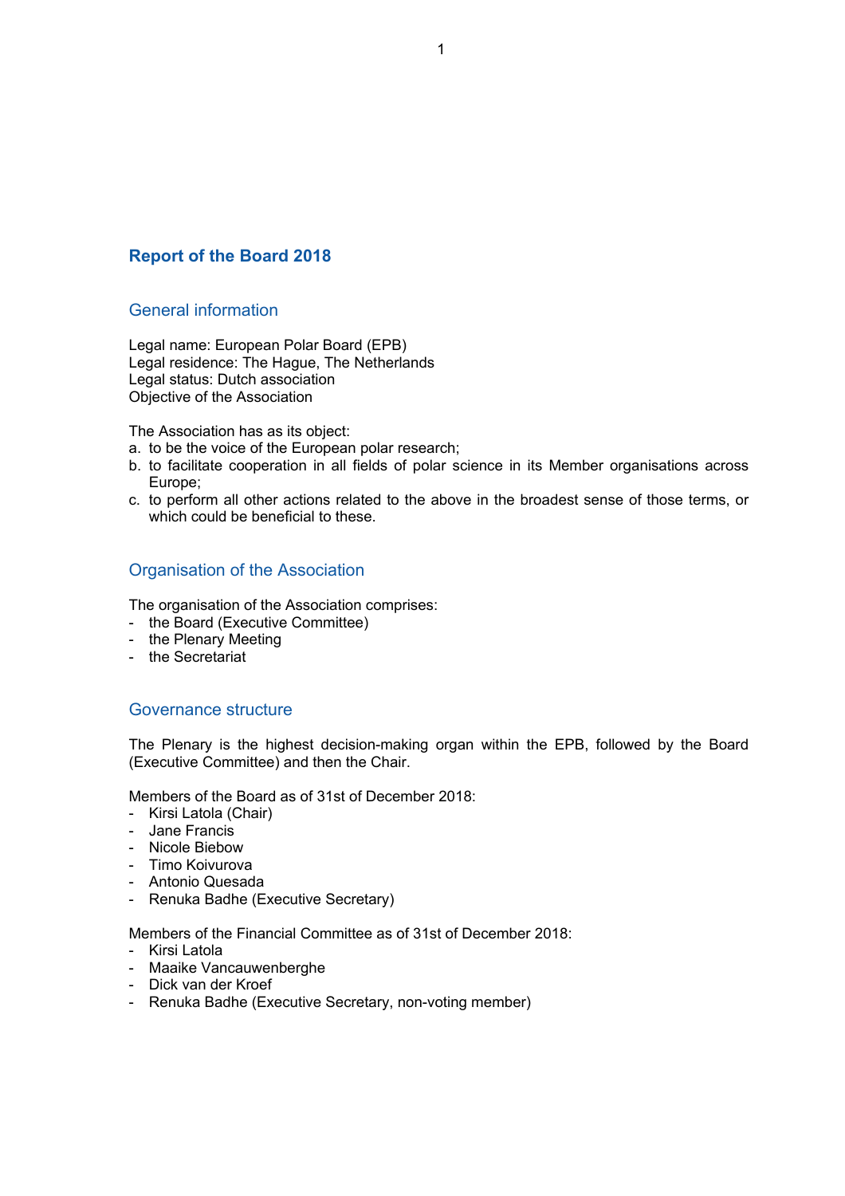# Report of the Board 2018

## General information

Legal name: European Polar Board (EPB)
Legal residence: The Hague, The Netherlands
Legal status: Dutch association
Objective of the Association

The Association has as its object:

a. to be the voice of the European polar research;
b. to facilitate cooperation in all fields of polar science in its Member organisations across Europe;
c. to perform all other actions related to the above in the broadest sense of those terms, or which could be beneficial to these.

## Organisation of the Association

The organisation of the Association comprises:

- the Board (Executive Committee)
- the Plenary Meeting
- the Secretariat

## Governance structure

The Plenary is the highest decision-making organ within the EPB, followed by the Board (Executive Committee) and then the Chair.

Members of the Board as of 31st of December 2018:

- Kirsi Latola (Chair)
- Jane Francis
- Nicole Biebow
- Timo Koivurova
- Antonio Quesada
- Renuka Badhe (Executive Secretary)

Members of the Financial Committee as of 31st of December 2018:

- Kirsi Latola
- Maaike Vancauwenberghe
- Dick van der Kroef
- Renuka Badhe (Executive Secretary, non-voting member)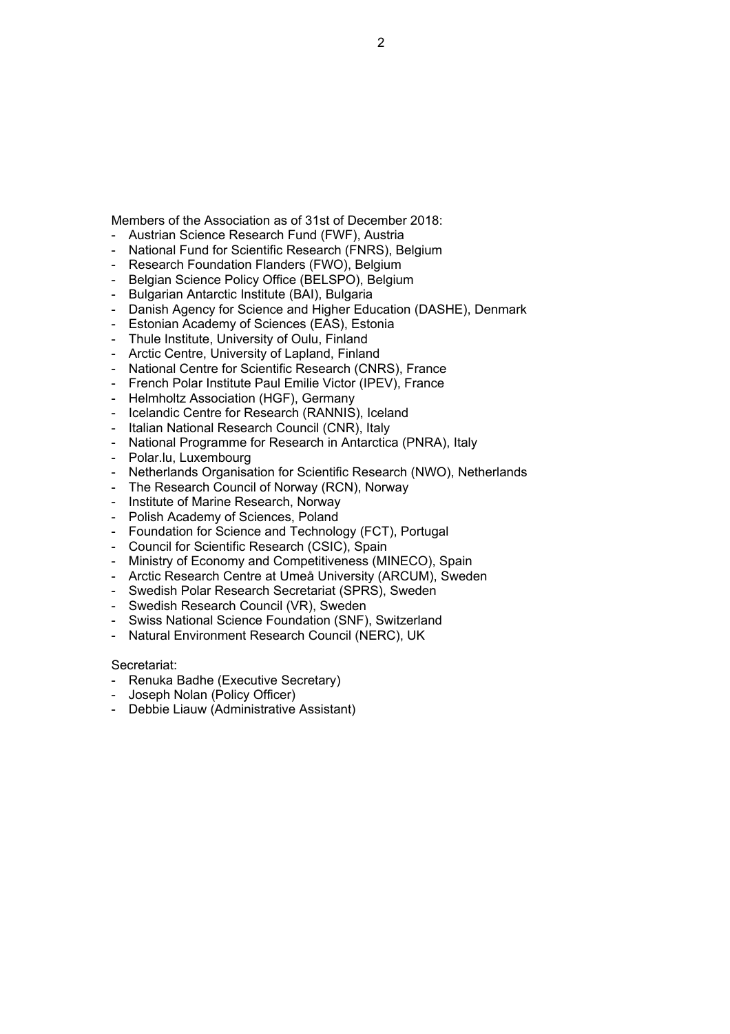Members of the Association as of 31st of December 2018:

- Austrian Science Research Fund (FWF), Austria
- National Fund for Scientific Research (FNRS), Belgium
- Research Foundation Flanders (FWO), Belgium
- Belgian Science Policy Office (BELSPO), Belgium
- Bulgarian Antarctic Institute (BAI), Bulgaria
- Danish Agency for Science and Higher Education (DASHE), Denmark
- Estonian Academy of Sciences (EAS), Estonia
- Thule Institute, University of Oulu, Finland
- Arctic Centre, University of Lapland, Finland
- National Centre for Scientific Research (CNRS), France
- French Polar Institute Paul Emilie Victor (IPEV), France
- Helmholtz Association (HGF), Germany
- Icelandic Centre for Research (RANNIS), Iceland
- Italian National Research Council (CNR), Italy
- National Programme for Research in Antarctica (PNRA), Italy
- Polar.lu, Luxembourg
- Netherlands Organisation for Scientific Research (NWO), Netherlands
- The Research Council of Norway (RCN), Norway
- Institute of Marine Research, Norway
- Polish Academy of Sciences, Poland
- Foundation for Science and Technology (FCT), Portugal
- Council for Scientific Research (CSIC), Spain
- Ministry of Economy and Competitiveness (MINECO), Spain
- Arctic Research Centre at Umeå University (ARCUM), Sweden
- Swedish Polar Research Secretariat (SPRS), Sweden
- Swedish Research Council (VR), Sweden
- Swiss National Science Foundation (SNF), Switzerland
- Natural Environment Research Council (NERC), UK

Secretariat:

- Renuka Badhe (Executive Secretary)
- Joseph Nolan (Policy Officer)
- Debbie Liauw (Administrative Assistant)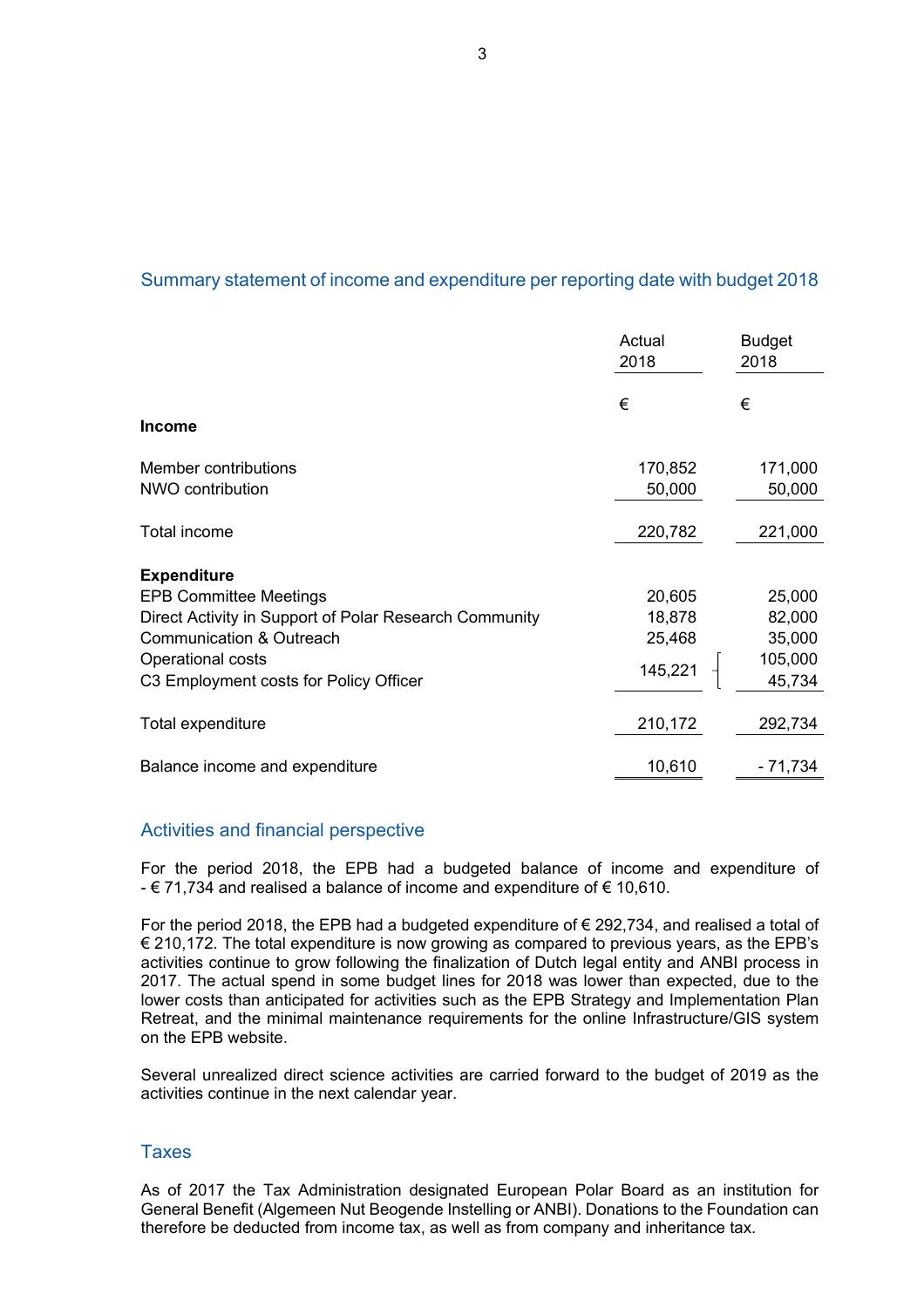## Summary statement of income and expenditure per reporting date with budget 2018

| | Actual 2018 | Budget 2018 |
|---|---|---|
| | € | € |
| **Income** | | |
| Member contributions | 170,852 | 171,000 |
| NWO contribution | 50,000 | 50,000 |
| Total income | 220,782 | 221,000 |
| **Expenditure** | | |
| EPB Committee Meetings | 20,605 | 25,000 |
| Direct Activity in Support of Polar Research Community | 18,878 | 82,000 |
| Communication & Outreach | 25,468 | 35,000 |
| Operational costs | 145,221 | 105,000 |
| C3 Employment costs for Policy Officer | | 45,734 |
| Total expenditure | 210,172 | 292,734 |
| Balance income and expenditure | 10,610 | - 71,734 |

## Activities and financial perspective

For the period 2018, the EPB had a budgeted balance of income and expenditure of - € 71,734 and realised a balance of income and expenditure of € 10,610.

For the period 2018, the EPB had a budgeted expenditure of € 292,734, and realised a total of € 210,172. The total expenditure is now growing as compared to previous years, as the EPB's activities continue to grow following the finalization of Dutch legal entity and ANBI process in 2017. The actual spend in some budget lines for 2018 was lower than expected, due to the lower costs than anticipated for activities such as the EPB Strategy and Implementation Plan Retreat, and the minimal maintenance requirements for the online Infrastructure/GIS system on the EPB website.

Several unrealized direct science activities are carried forward to the budget of 2019 as the activities continue in the next calendar year.

## Taxes

As of 2017 the Tax Administration designated European Polar Board as an institution for General Benefit (Algemeen Nut Beogende Instelling or ANBI). Donations to the Foundation can therefore be deducted from income tax, as well as from company and inheritance tax.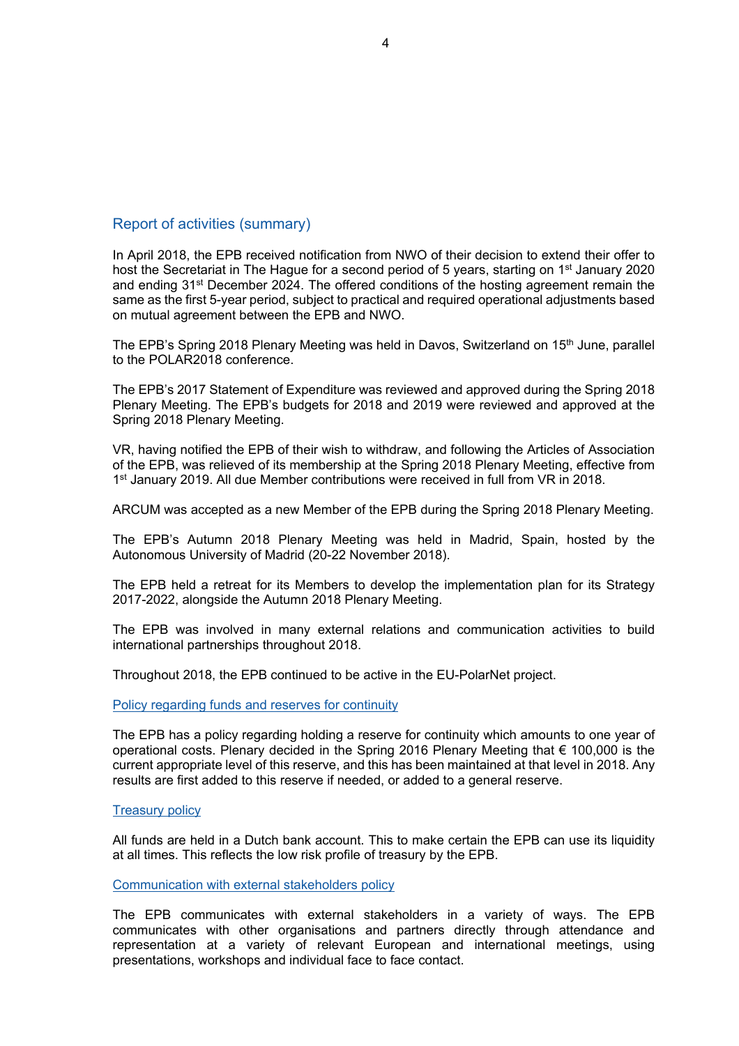## Report of activities (summary)

In April 2018, the EPB received notification from NWO of their decision to extend their offer to host the Secretariat in The Hague for a second period of 5 years, starting on 1st January 2020 and ending 31st December 2024. The offered conditions of the hosting agreement remain the same as the first 5-year period, subject to practical and required operational adjustments based on mutual agreement between the EPB and NWO.

The EPB's Spring 2018 Plenary Meeting was held in Davos, Switzerland on 15th June, parallel to the POLAR2018 conference.

The EPB's 2017 Statement of Expenditure was reviewed and approved during the Spring 2018 Plenary Meeting. The EPB's budgets for 2018 and 2019 were reviewed and approved at the Spring 2018 Plenary Meeting.

VR, having notified the EPB of their wish to withdraw, and following the Articles of Association of the EPB, was relieved of its membership at the Spring 2018 Plenary Meeting, effective from 1st January 2019. All due Member contributions were received in full from VR in 2018.

ARCUM was accepted as a new Member of the EPB during the Spring 2018 Plenary Meeting.

The EPB's Autumn 2018 Plenary Meeting was held in Madrid, Spain, hosted by the Autonomous University of Madrid (20-22 November 2018).

The EPB held a retreat for its Members to develop the implementation plan for its Strategy 2017-2022, alongside the Autumn 2018 Plenary Meeting.

The EPB was involved in many external relations and communication activities to build international partnerships throughout 2018.

Throughout 2018, the EPB continued to be active in the EU-PolarNet project.

### Policy regarding funds and reserves for continuity

The EPB has a policy regarding holding a reserve for continuity which amounts to one year of operational costs. Plenary decided in the Spring 2016 Plenary Meeting that € 100,000 is the current appropriate level of this reserve, and this has been maintained at that level in 2018. Any results are first added to this reserve if needed, or added to a general reserve.

### Treasury policy

All funds are held in a Dutch bank account. This to make certain the EPB can use its liquidity at all times. This reflects the low risk profile of treasury by the EPB.

### Communication with external stakeholders policy

The EPB communicates with external stakeholders in a variety of ways. The EPB communicates with other organisations and partners directly through attendance and representation at a variety of relevant European and international meetings, using presentations, workshops and individual face to face contact.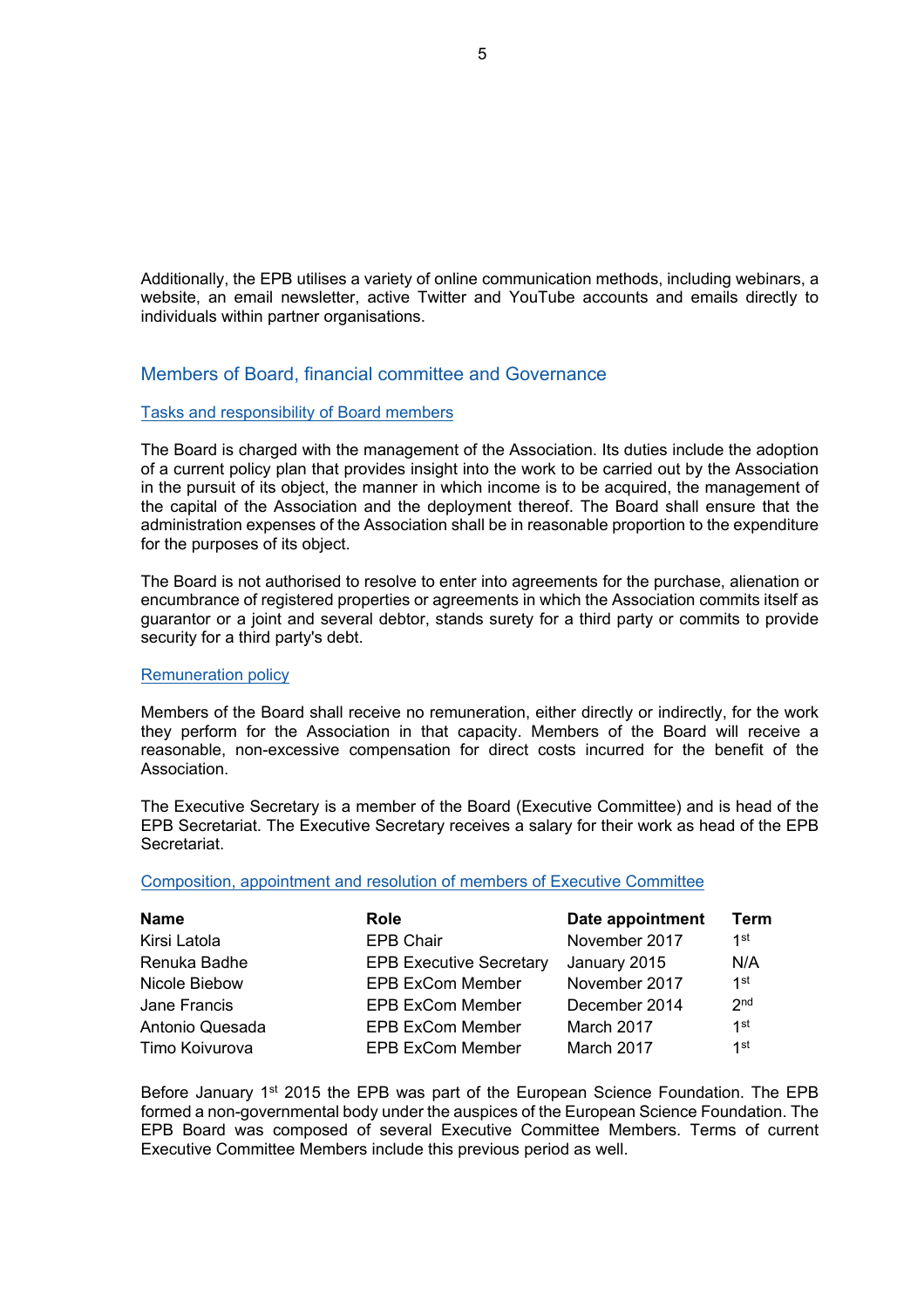Additionally, the EPB utilises a variety of online communication methods, including webinars, a website, an email newsletter, active Twitter and YouTube accounts and emails directly to individuals within partner organisations.

## Members of Board, financial committee and Governance

### Tasks and responsibility of Board members

The Board is charged with the management of the Association. Its duties include the adoption of a current policy plan that provides insight into the work to be carried out by the Association in the pursuit of its object, the manner in which income is to be acquired, the management of the capital of the Association and the deployment thereof. The Board shall ensure that the administration expenses of the Association shall be in reasonable proportion to the expenditure for the purposes of its object.

The Board is not authorised to resolve to enter into agreements for the purchase, alienation or encumbrance of registered properties or agreements in which the Association commits itself as guarantor or a joint and several debtor, stands surety for a third party or commits to provide security for a third party's debt.

### Remuneration policy

Members of the Board shall receive no remuneration, either directly or indirectly, for the work they perform for the Association in that capacity. Members of the Board will receive a reasonable, non-excessive compensation for direct costs incurred for the benefit of the Association.

The Executive Secretary is a member of the Board (Executive Committee) and is head of the EPB Secretariat. The Executive Secretary receives a salary for their work as head of the EPB Secretariat.

### Composition, appointment and resolution of members of Executive Committee

| Name | Role | Date appointment | Term |
|---|---|---|---|
| Kirsi Latola | EPB Chair | November 2017 | 1st |
| Renuka Badhe | EPB Executive Secretary | January 2015 | N/A |
| Nicole Biebow | EPB ExCom Member | November 2017 | 1st |
| Jane Francis | EPB ExCom Member | December 2014 | 2nd |
| Antonio Quesada | EPB ExCom Member | March 2017 | 1st |
| Timo Koivurova | EPB ExCom Member | March 2017 | 1st |

Before January 1st 2015 the EPB was part of the European Science Foundation. The EPB formed a non-governmental body under the auspices of the European Science Foundation. The EPB Board was composed of several Executive Committee Members. Terms of current Executive Committee Members include this previous period as well.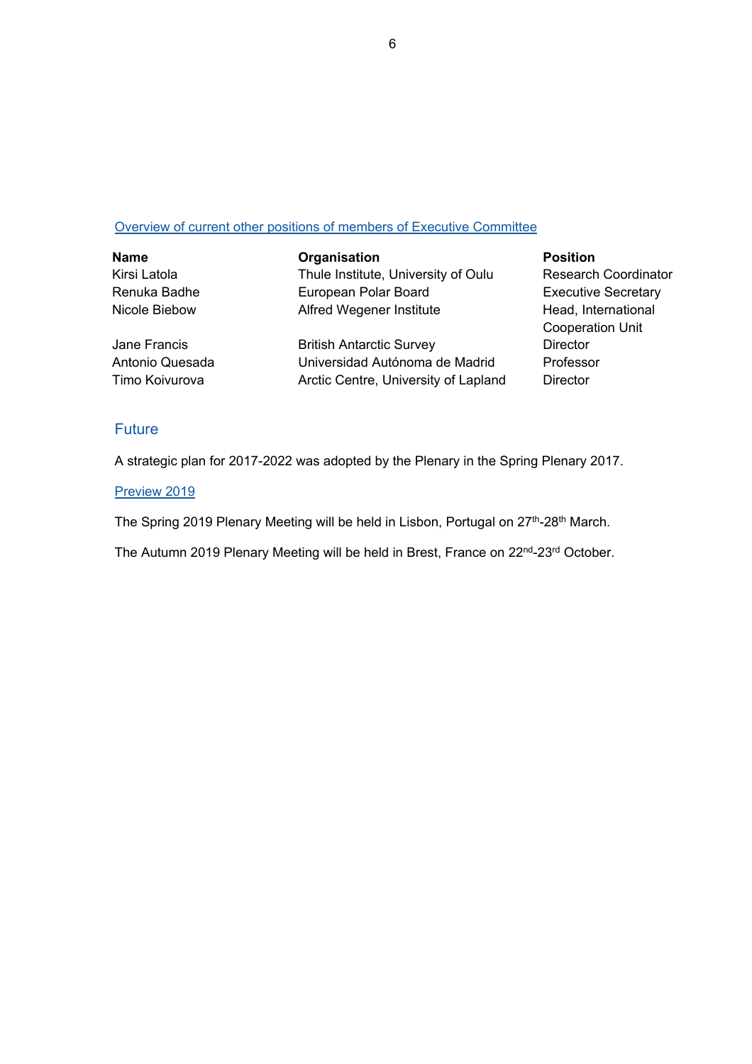## Overview of current other positions of members of Executive Committee

| Name | Organisation | Position |
|---|---|---|
| Kirsi Latola | Thule Institute, University of Oulu | Research Coordinator |
| Renuka Badhe | European Polar Board | Executive Secretary |
| Nicole Biebow | Alfred Wegener Institute | Head, International Cooperation Unit |
| Jane Francis | British Antarctic Survey | Director |
| Antonio Quesada | Universidad Autónoma de Madrid | Professor |
| Timo Koivurova | Arctic Centre, University of Lapland | Director |

## Future

A strategic plan for 2017-2022 was adopted by the Plenary in the Spring Plenary 2017.

### Preview 2019

The Spring 2019 Plenary Meeting will be held in Lisbon, Portugal on 27th-28th March.

The Autumn 2019 Plenary Meeting will be held in Brest, France on 22nd-23rd October.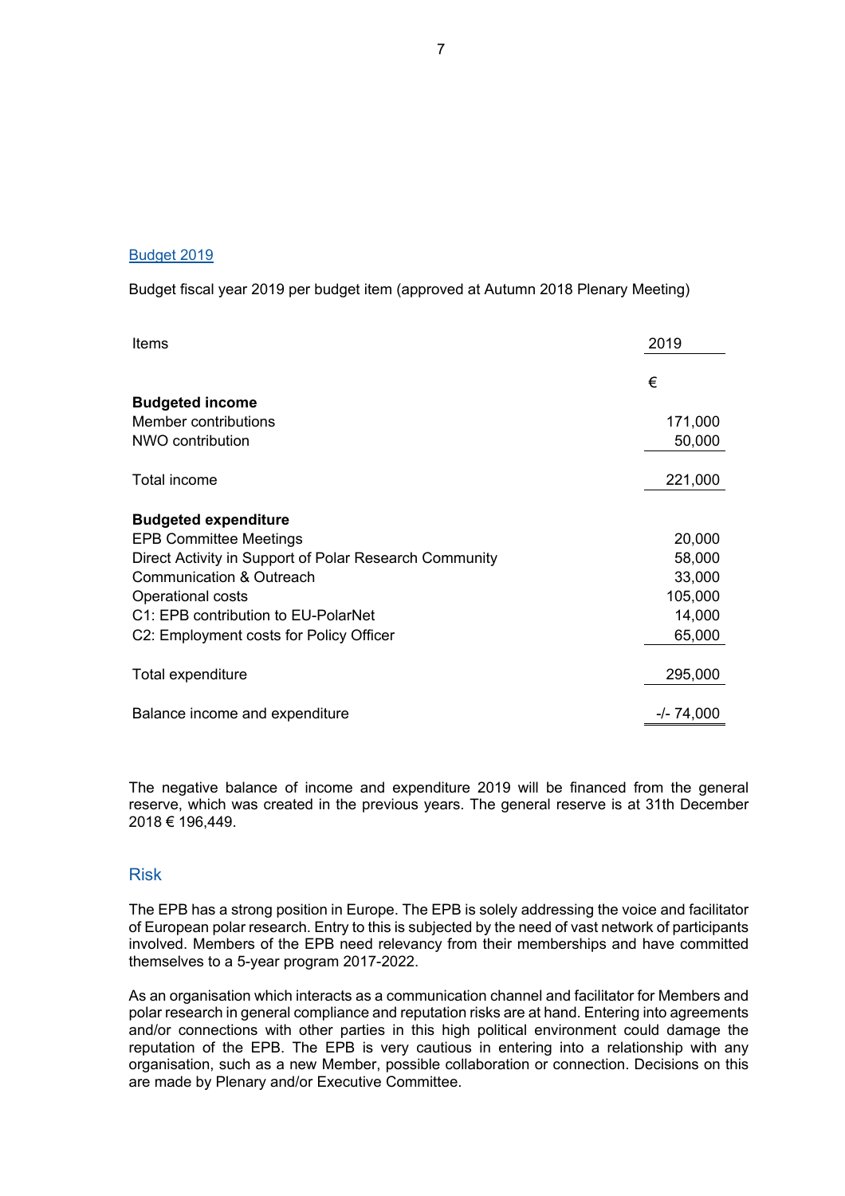## Budget 2019

Budget fiscal year 2019 per budget item (approved at Autumn 2018 Plenary Meeting)

| Items | 2019 |
|---|---|
| | € |
| **Budgeted income** | |
| Member contributions | 171,000 |
| NWO contribution | 50,000 |
| Total income | 221,000 |
| **Budgeted expenditure** | |
| EPB Committee Meetings | 20,000 |
| Direct Activity in Support of Polar Research Community | 58,000 |
| Communication & Outreach | 33,000 |
| Operational costs | 105,000 |
| C1: EPB contribution to EU-PolarNet | 14,000 |
| C2: Employment costs for Policy Officer | 65,000 |
| Total expenditure | 295,000 |
| Balance income and expenditure | -/- 74,000 |

The negative balance of income and expenditure 2019 will be financed from the general reserve, which was created in the previous years. The general reserve is at 31th December 2018 € 196,449.

## Risk

The EPB has a strong position in Europe. The EPB is solely addressing the voice and facilitator of European polar research. Entry to this is subjected by the need of vast network of participants involved. Members of the EPB need relevancy from their memberships and have committed themselves to a 5-year program 2017-2022.

As an organisation which interacts as a communication channel and facilitator for Members and polar research in general compliance and reputation risks are at hand. Entering into agreements and/or connections with other parties in this high political environment could damage the reputation of the EPB. The EPB is very cautious in entering into a relationship with any organisation, such as a new Member, possible collaboration or connection. Decisions on this are made by Plenary and/or Executive Committee.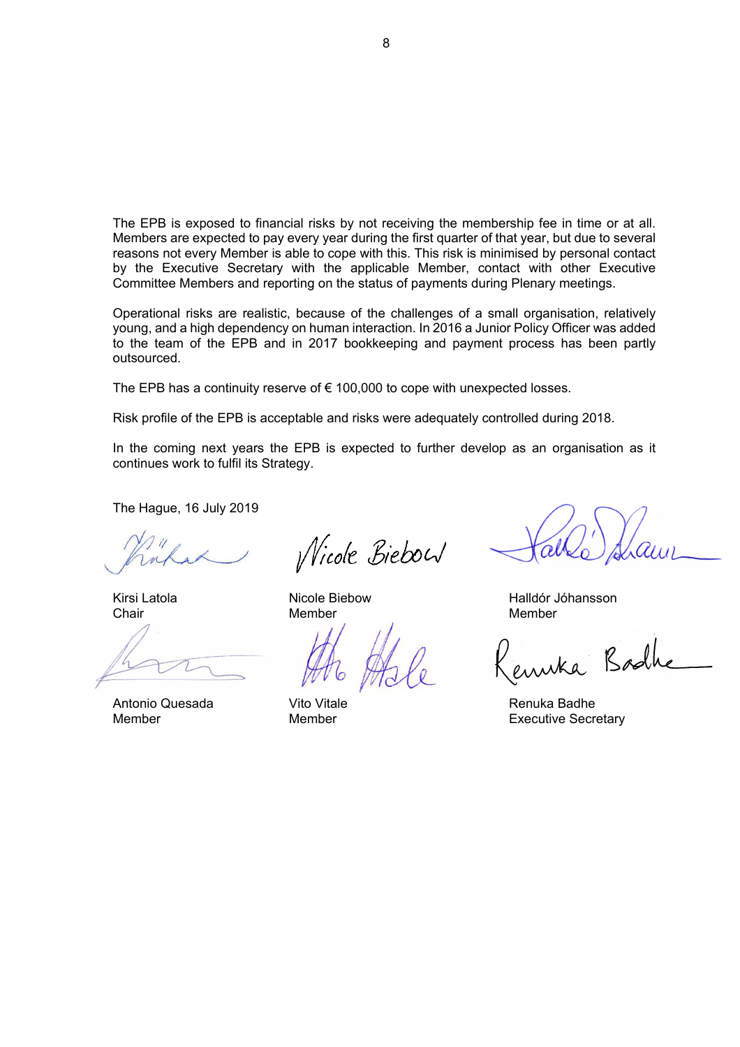The EPB is exposed to financial risks by not receiving the membership fee in time or at all. Members are expected to pay every year during the first quarter of that year, but due to several reasons not every Member is able to cope with this. This risk is minimised by personal contact by the Executive Secretary with the applicable Member, contact with other Executive Committee Members and reporting on the status of payments during Plenary meetings.

Operational risks are realistic, because of the challenges of a small organisation, relatively young, and a high dependency on human interaction. In 2016 a Junior Policy Officer was added to the team of the EPB and in 2017 bookkeeping and payment process has been partly outsourced.

The EPB has a continuity reserve of € 100,000 to cope with unexpected losses.

Risk profile of the EPB is acceptable and risks were adequately controlled during 2018.

In the coming next years the EPB is expected to further develop as an organisation as it continues work to fulfil its Strategy.

The Hague, 16 July 2019

Kirsi Latola
Chair

Nicole Biebow
Member

Halldór Jóhansson
Member

Antonio Quesada
Member

Vito Vitale
Member

Renuka Badhe
Executive Secretary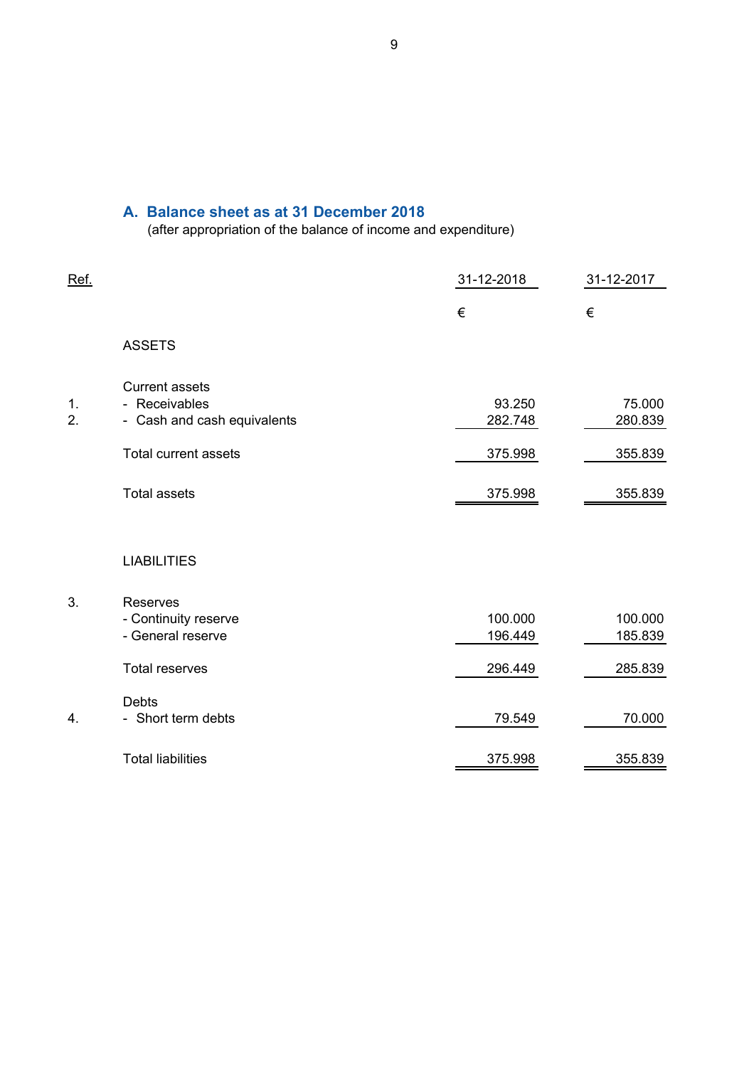## A. Balance sheet as at 31 December 2018

(after appropriation of the balance of income and expenditure)

| Ref. | | 31-12-2018 | 31-12-2017 |
|---|---|---|---|
| | | € | € |
| | ASSETS | | |
| | Current assets | | |
| 1. | - Receivables | 93.250 | 75.000 |
| 2. | - Cash and cash equivalents | 282.748 | 280.839 |
| | Total current assets | 375.998 | 355.839 |
| | Total assets | 375.998 | 355.839 |
| | LIABILITIES | | |
| 3. | Reserves | | |
| | - Continuity reserve | 100.000 | 100.000 |
| | - General reserve | 196.449 | 185.839 |
| | Total reserves | 296.449 | 285.839 |
| | Debts | | |
| 4. | - Short term debts | 79.549 | 70.000 |
| | Total liabilities | 375.998 | 355.839 |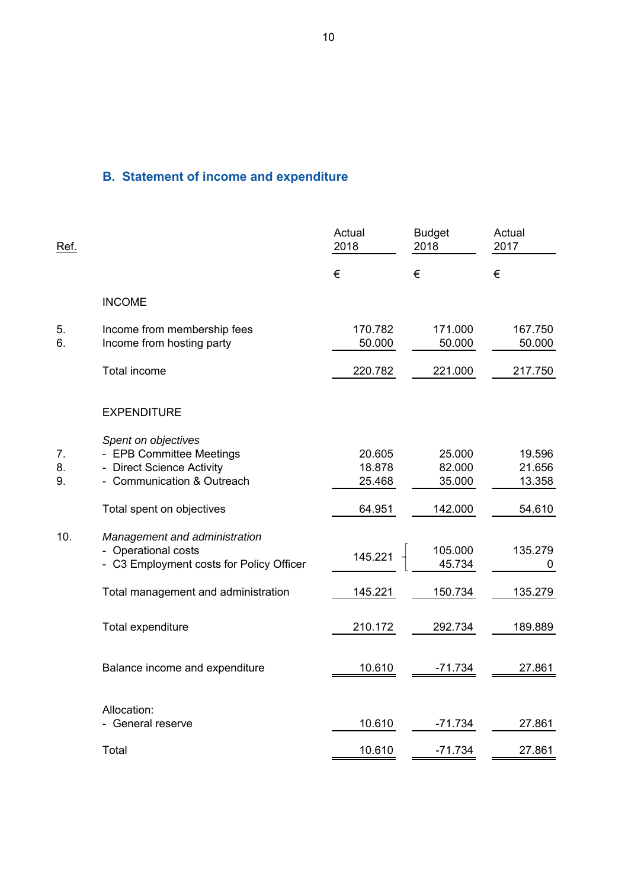## B. Statement of income and expenditure

| Ref. | | Actual 2018 | Budget 2018 | Actual 2017 |
|---|---|---|---|---|
| | | € | € | € |
| | INCOME | | | |
| 5. | Income from membership fees | 170.782 | 171.000 | 167.750 |
| 6. | Income from hosting party | 50.000 | 50.000 | 50.000 |
| | Total income | 220.782 | 221.000 | 217.750 |
| | EXPENDITURE | | | |
| | *Spent on objectives* | | | |
| 7. | - EPB Committee Meetings | 20.605 | 25.000 | 19.596 |
| 8. | - Direct Science Activity | 18.878 | 82.000 | 21.656 |
| 9. | - Communication & Outreach | 25.468 | 35.000 | 13.358 |
| | Total spent on objectives | 64.951 | 142.000 | 54.610 |
| 10. | *Management and administration* | | | |
| | - Operational costs | 145.221 | 105.000 | 135.279 |
| | - C3 Employment costs for Policy Officer | | 45.734 | 0 |
| | Total management and administration | 145.221 | 150.734 | 135.279 |
| | Total expenditure | 210.172 | 292.734 | 189.889 |
| | Balance income and expenditure | 10.610 | -71.734 | 27.861 |
| | Allocation: | | | |
| | - General reserve | 10.610 | -71.734 | 27.861 |
| | Total | 10.610 | -71.734 | 27.861 |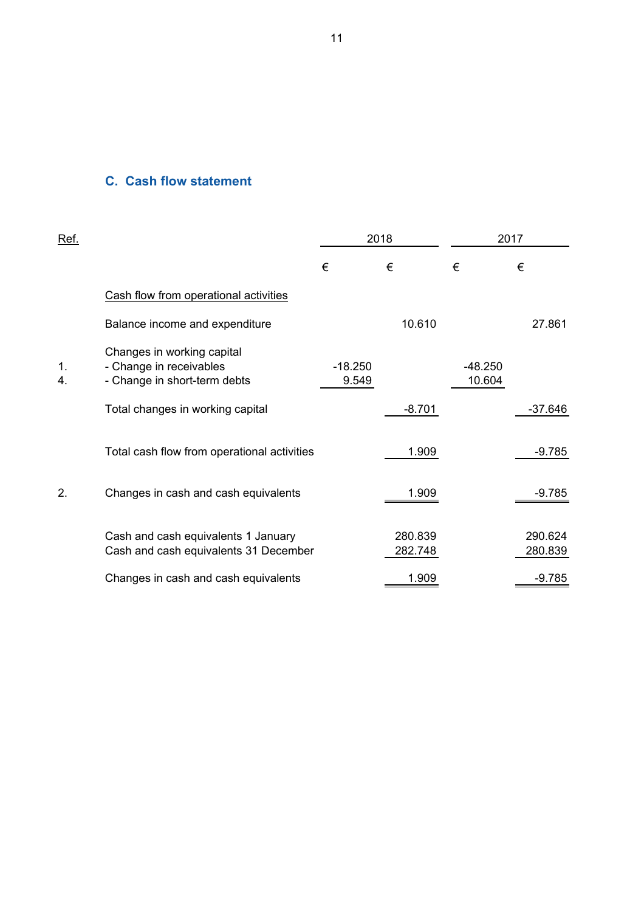## C. Cash flow statement

| Ref. | | 2018 | | 2017 | |
|---|---|---|---|---|---|
| | | € | € | € | € |
| | Cash flow from operational activities | | | | |
| | Balance income and expenditure | | 10.610 | | 27.861 |
| | Changes in working capital | | | | |
| 1. | - Change in receivables | -18.250 | | -48.250 | |
| 4. | - Change in short-term debts | 9.549 | | 10.604 | |
| | Total changes in working capital | | -8.701 | | -37.646 |
| | Total cash flow from operational activities | | 1.909 | | -9.785 |
| 2. | Changes in cash and cash equivalents | | 1.909 | | -9.785 |
| | Cash and cash equivalents 1 January | | 280.839 | | 290.624 |
| | Cash and cash equivalents 31 December | | 282.748 | | 280.839 |
| | Changes in cash and cash equivalents | | 1.909 | | -9.785 |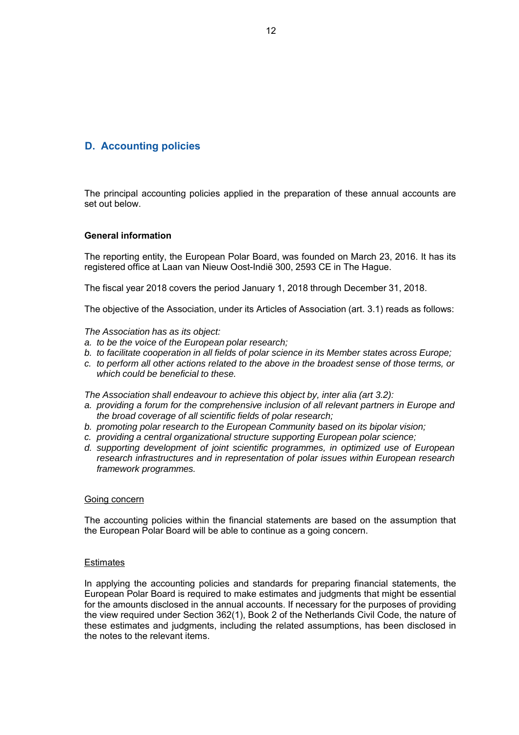## D. Accounting policies

The principal accounting policies applied in the preparation of these annual accounts are set out below.

### General information

The reporting entity, the European Polar Board, was founded on March 23, 2016. It has its registered office at Laan van Nieuw Oost-Indië 300, 2593 CE in The Hague.

The fiscal year 2018 covers the period January 1, 2018 through December 31, 2018.

The objective of the Association, under its Articles of Association (art. 3.1) reads as follows:

*The Association has as its object:*

- *a. to be the voice of the European polar research;*
- *b. to facilitate cooperation in all fields of polar science in its Member states across Europe;*
- *c. to perform all other actions related to the above in the broadest sense of those terms, or which could be beneficial to these.*

*The Association shall endeavour to achieve this object by, inter alia (art 3.2):*

- *a. providing a forum for the comprehensive inclusion of all relevant partners in Europe and the broad coverage of all scientific fields of polar research;*
- *b. promoting polar research to the European Community based on its bipolar vision;*
- *c. providing a central organizational structure supporting European polar science;*
- *d. supporting development of joint scientific programmes, in optimized use of European research infrastructures and in representation of polar issues within European research framework programmes.*

<u>Going concern</u>

The accounting policies within the financial statements are based on the assumption that the European Polar Board will be able to continue as a going concern.

<u>Estimates</u>

In applying the accounting policies and standards for preparing financial statements, the European Polar Board is required to make estimates and judgments that might be essential for the amounts disclosed in the annual accounts. If necessary for the purposes of providing the view required under Section 362(1), Book 2 of the Netherlands Civil Code, the nature of these estimates and judgments, including the related assumptions, has been disclosed in the notes to the relevant items.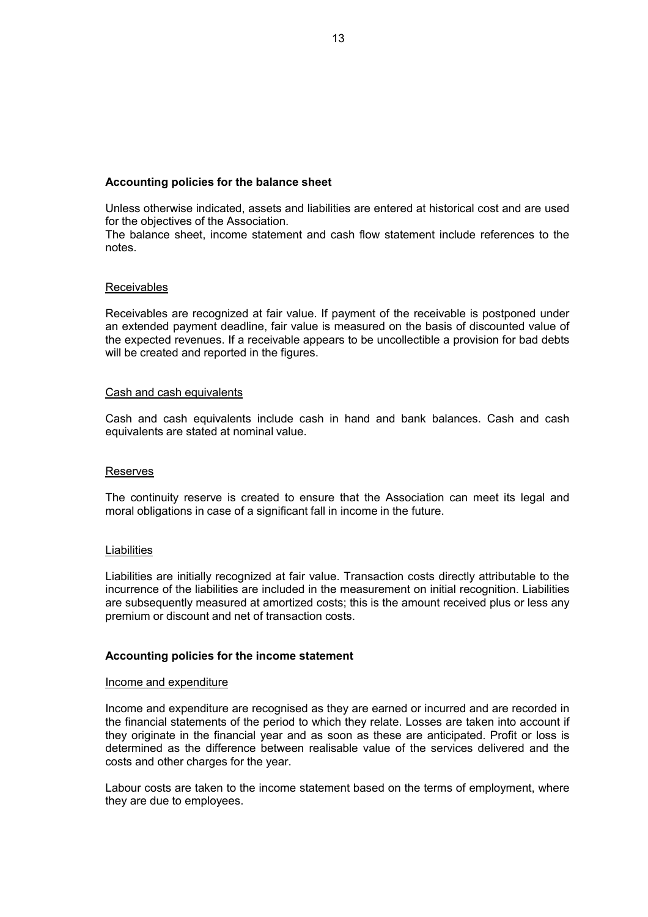**Accounting policies for the balance sheet**

Unless otherwise indicated, assets and liabilities are entered at historical cost and are used for the objectives of the Association.
The balance sheet, income statement and cash flow statement include references to the notes.

Receivables

Receivables are recognized at fair value. If payment of the receivable is postponed under an extended payment deadline, fair value is measured on the basis of discounted value of the expected revenues. If a receivable appears to be uncollectible a provision for bad debts will be created and reported in the figures.

Cash and cash equivalents

Cash and cash equivalents include cash in hand and bank balances. Cash and cash equivalents are stated at nominal value.

Reserves

The continuity reserve is created to ensure that the Association can meet its legal and moral obligations in case of a significant fall in income in the future.

Liabilities

Liabilities are initially recognized at fair value. Transaction costs directly attributable to the incurrence of the liabilities are included in the measurement on initial recognition. Liabilities are subsequently measured at amortized costs; this is the amount received plus or less any premium or discount and net of transaction costs.

**Accounting policies for the income statement**

Income and expenditure

Income and expenditure are recognised as they are earned or incurred and are recorded in the financial statements of the period to which they relate. Losses are taken into account if they originate in the financial year and as soon as these are anticipated. Profit or loss is determined as the difference between realisable value of the services delivered and the costs and other charges for the year.

Labour costs are taken to the income statement based on the terms of employment, where they are due to employees.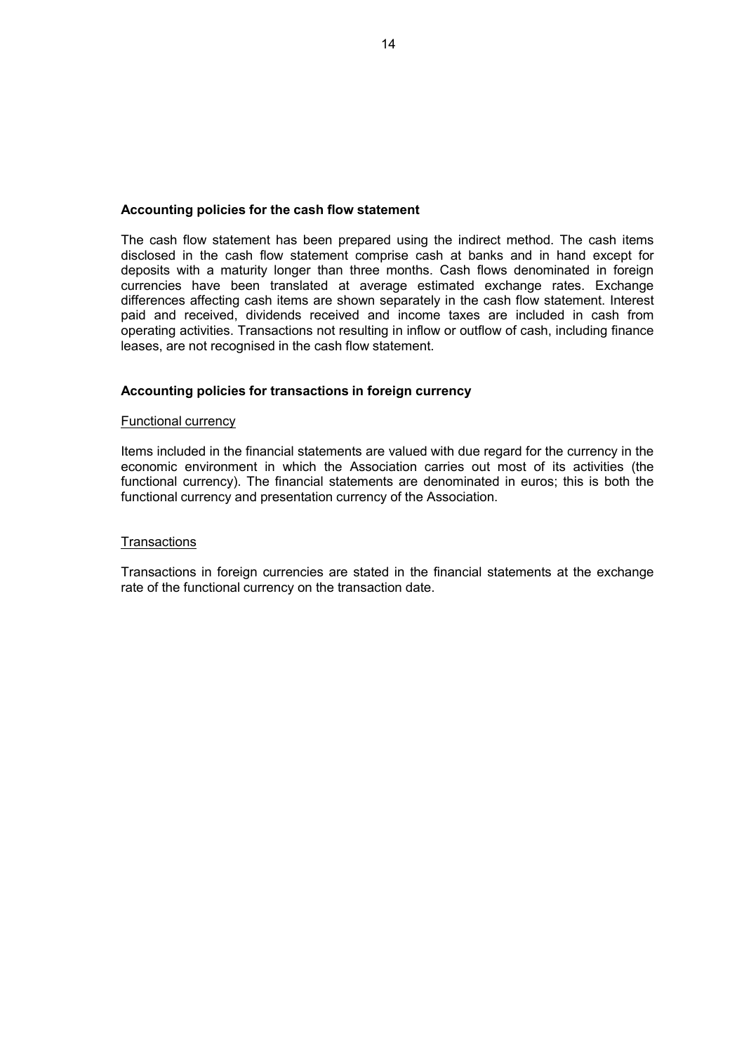**Accounting policies for the cash flow statement**

The cash flow statement has been prepared using the indirect method. The cash items disclosed in the cash flow statement comprise cash at banks and in hand except for deposits with a maturity longer than three months. Cash flows denominated in foreign currencies have been translated at average estimated exchange rates. Exchange differences affecting cash items are shown separately in the cash flow statement. Interest paid and received, dividends received and income taxes are included in cash from operating activities. Transactions not resulting in inflow or outflow of cash, including finance leases, are not recognised in the cash flow statement.

**Accounting policies for transactions in foreign currency**

Functional currency

Items included in the financial statements are valued with due regard for the currency in the economic environment in which the Association carries out most of its activities (the functional currency). The financial statements are denominated in euros; this is both the functional currency and presentation currency of the Association.

Transactions

Transactions in foreign currencies are stated in the financial statements at the exchange rate of the functional currency on the transaction date.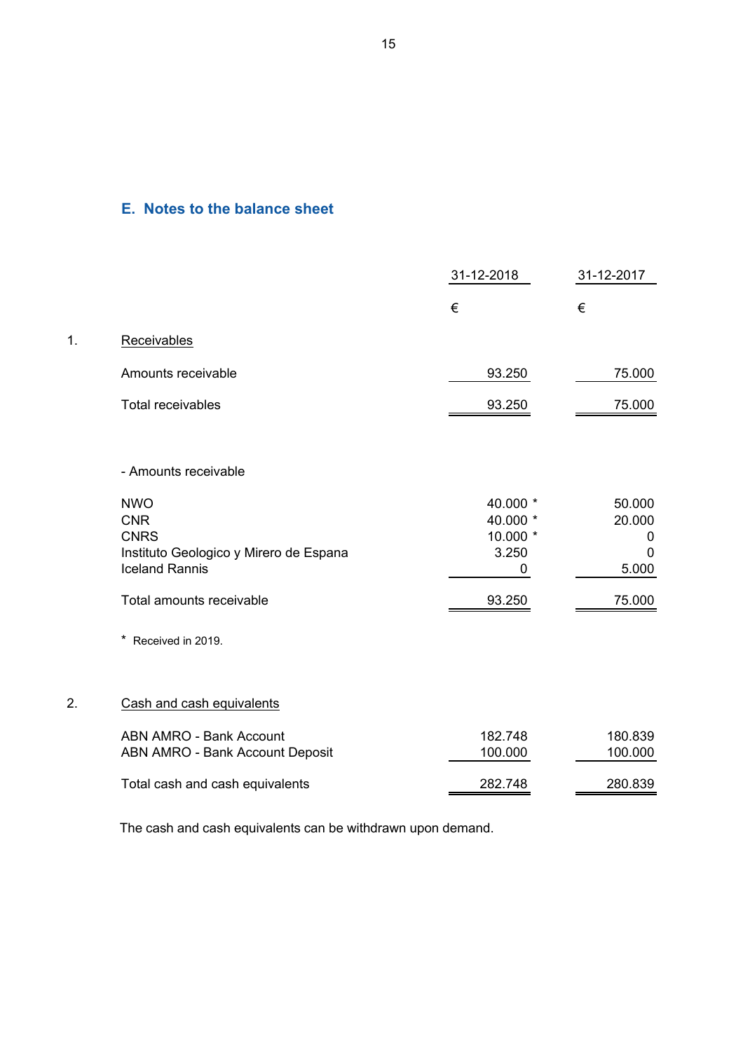## E. Notes to the balance sheet

| | | 31-12-2018 | 31-12-2017 |
|---|---|---|---|
| | | € | € |
| 1. | Receivables | | |
| | Amounts receivable | 93.250 | 75.000 |
| | Total receivables | 93.250 | 75.000 |
| | - Amounts receivable | | |
| | NWO | 40.000 * | 50.000 |
| | CNR | 40.000 * | 20.000 |
| | CNRS | 10.000 * | 0 |
| | Instituto Geologico y Mirero de Espana | 3.250 | 0 |
| | Iceland Rannis | 0 | 5.000 |
| | Total amounts receivable | 93.250 | 75.000 |

\* Received in 2019.

| | | 31-12-2018 | 31-12-2017 |
|---|---|---|---|
| 2. | Cash and cash equivalents | | |
| | ABN AMRO - Bank Account | 182.748 | 180.839 |
| | ABN AMRO - Bank Account Deposit | 100.000 | 100.000 |
| | Total cash and cash equivalents | 282.748 | 280.839 |

The cash and cash equivalents can be withdrawn upon demand.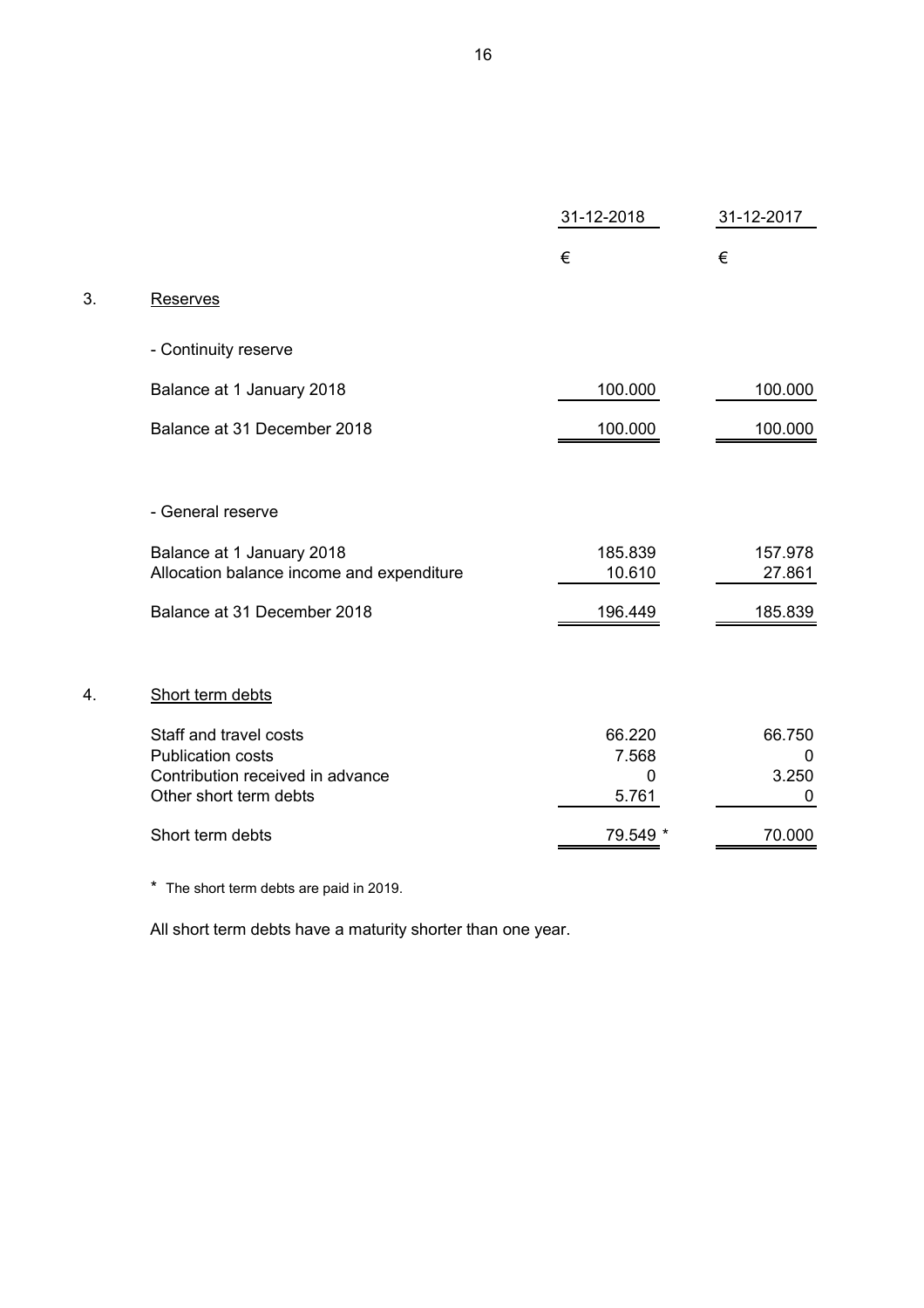| | 31-12-2018 | 31-12-2017 |
|---|---|---|
| | € | € |

## 3. Reserves

| | 31-12-2018 | 31-12-2017 |
|---|---|---|
| **- Continuity reserve** | | |
| Balance at 1 January 2018 | 100.000 | 100.000 |
| Balance at 31 December 2018 | 100.000 | 100.000 |
| | | |
| **- General reserve** | | |
| Balance at 1 January 2018 | 185.839 | 157.978 |
| Allocation balance income and expenditure | 10.610 | 27.861 |
| Balance at 31 December 2018 | 196.449 | 185.839 |

## 4. Short term debts

| | 31-12-2018 | 31-12-2017 |
|---|---|---|
| Staff and travel costs | 66.220 | 66.750 |
| Publication costs | 7.568 | 0 |
| Contribution received in advance | 0 | 3.250 |
| Other short term debts | 5.761 | 0 |
| Short term debts | 79.549 * | 70.000 |

\* The short term debts are paid in 2019.

All short term debts have a maturity shorter than one year.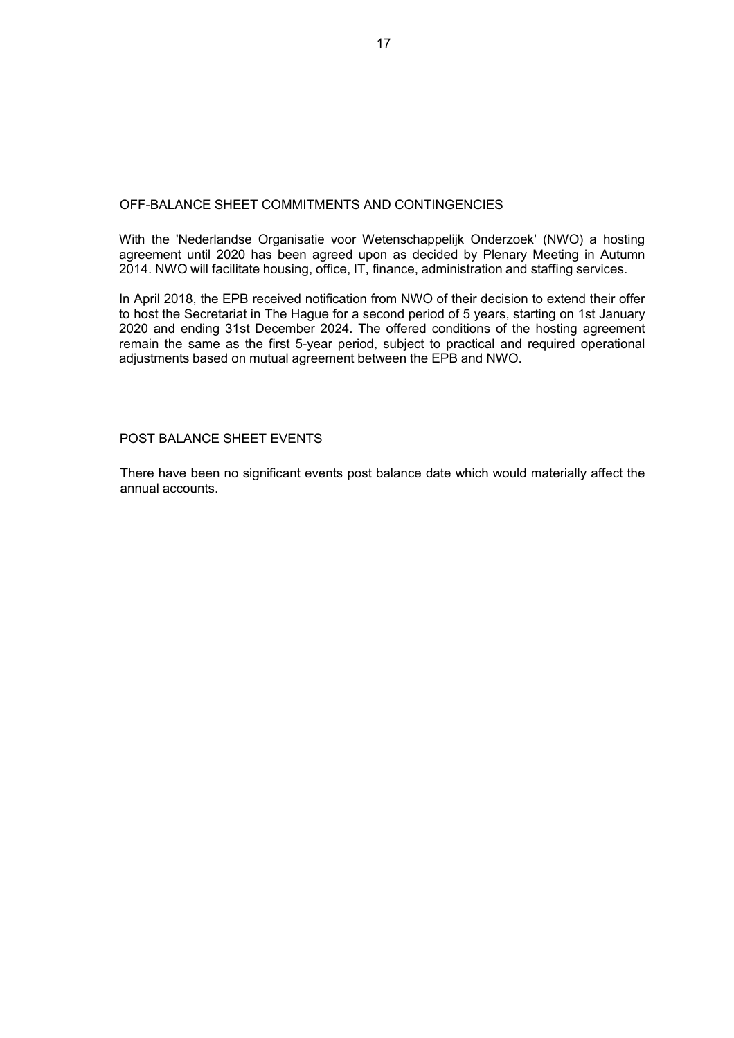## OFF-BALANCE SHEET COMMITMENTS AND CONTINGENCIES

With the 'Nederlandse Organisatie voor Wetenschappelijk Onderzoek' (NWO) a hosting agreement until 2020 has been agreed upon as decided by Plenary Meeting in Autumn 2014. NWO will facilitate housing, office, IT, finance, administration and staffing services.

In April 2018, the EPB received notification from NWO of their decision to extend their offer to host the Secretariat in The Hague for a second period of 5 years, starting on 1st January 2020 and ending 31st December 2024. The offered conditions of the hosting agreement remain the same as the first 5-year period, subject to practical and required operational adjustments based on mutual agreement between the EPB and NWO.

## POST BALANCE SHEET EVENTS

There have been no significant events post balance date which would materially affect the annual accounts.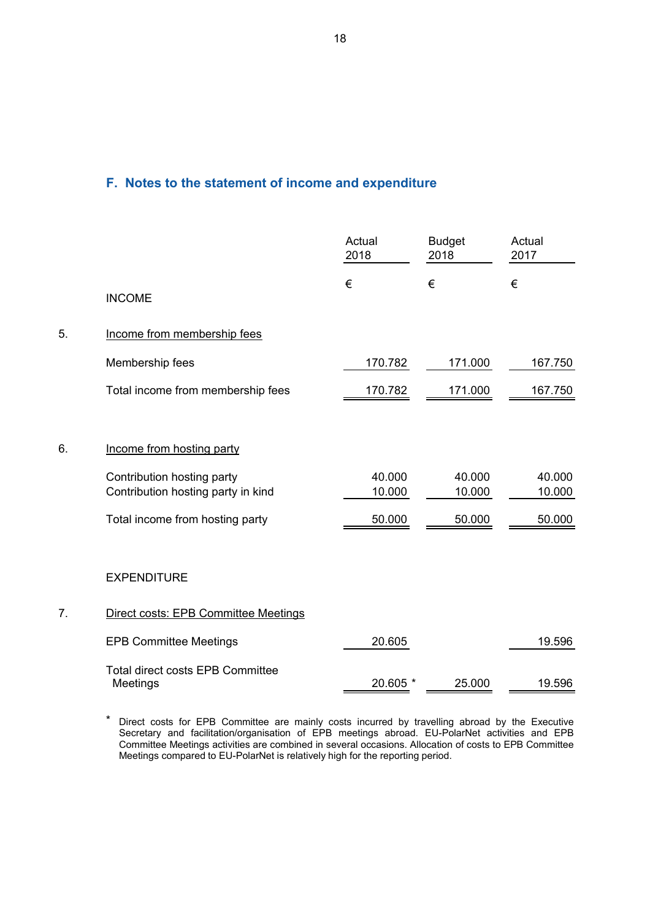## F. Notes to the statement of income and expenditure

| | | Actual 2018 | Budget 2018 | Actual 2017 |
|---|---|---|---|---|
| | | € | € | € |
| | INCOME | | | |
| 5. | Income from membership fees | | | |
| | Membership fees | 170.782 | 171.000 | 167.750 |
| | Total income from membership fees | 170.782 | 171.000 | 167.750 |
| 6. | Income from hosting party | | | |
| | Contribution hosting party | 40.000 | 40.000 | 40.000 |
| | Contribution hosting party in kind | 10.000 | 10.000 | 10.000 |
| | Total income from hosting party | 50.000 | 50.000 | 50.000 |
| | EXPENDITURE | | | |
| 7. | Direct costs: EPB Committee Meetings | | | |
| | EPB Committee Meetings | 20.605 | | 19.596 |
| | Total direct costs EPB Committee Meetings | 20.605 * | 25.000 | 19.596 |

* Direct costs for EPB Committee are mainly costs incurred by travelling abroad by the Executive Secretary and facilitation/organisation of EPB meetings abroad. EU-PolarNet activities and EPB Committee Meetings activities are combined in several occasions. Allocation of costs to EPB Committee Meetings compared to EU-PolarNet is relatively high for the reporting period.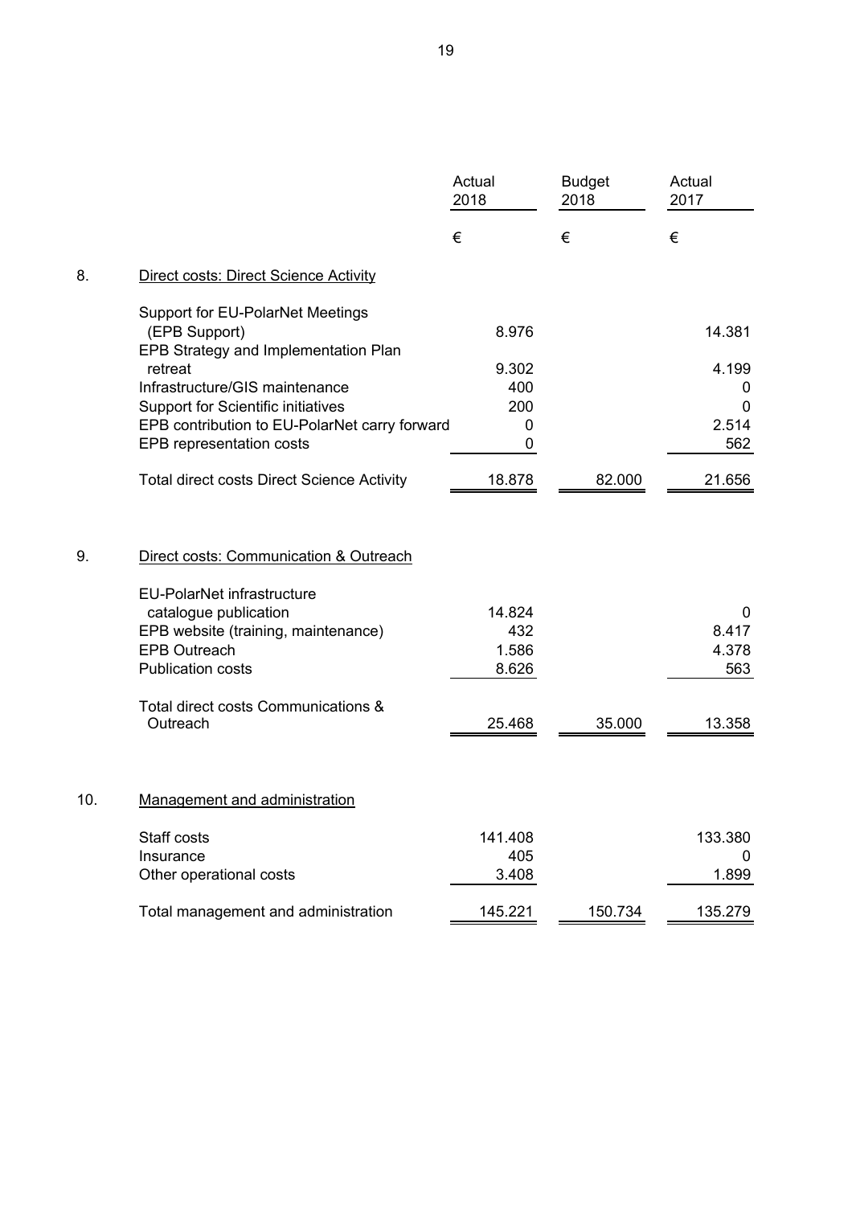| | Actual 2018 | Budget 2018 | Actual 2017 |
|---|---|---|---|
| | € | € | € |
| **8. Direct costs: Direct Science Activity** | | | |
| Support for EU-PolarNet Meetings (EPB Support) | 8.976 | | 14.381 |
| EPB Strategy and Implementation Plan retreat | 9.302 | | 4.199 |
| Infrastructure/GIS maintenance | 400 | | 0 |
| Support for Scientific initiatives | 200 | | 0 |
| EPB contribution to EU-PolarNet carry forward | 0 | | 2.514 |
| EPB representation costs | 0 | | 562 |
| Total direct costs Direct Science Activity | 18.878 | 82.000 | 21.656 |
| **9. Direct costs: Communication & Outreach** | | | |
| EU-PolarNet infrastructure catalogue publication | 14.824 | | 0 |
| EPB website (training, maintenance) | 432 | | 8.417 |
| EPB Outreach | 1.586 | | 4.378 |
| Publication costs | 8.626 | | 563 |
| Total direct costs Communications & Outreach | 25.468 | 35.000 | 13.358 |
| **10. Management and administration** | | | |
| Staff costs | 141.408 | | 133.380 |
| Insurance | 405 | | 0 |
| Other operational costs | 3.408 | | 1.899 |
| Total management and administration | 145.221 | 150.734 | 135.279 |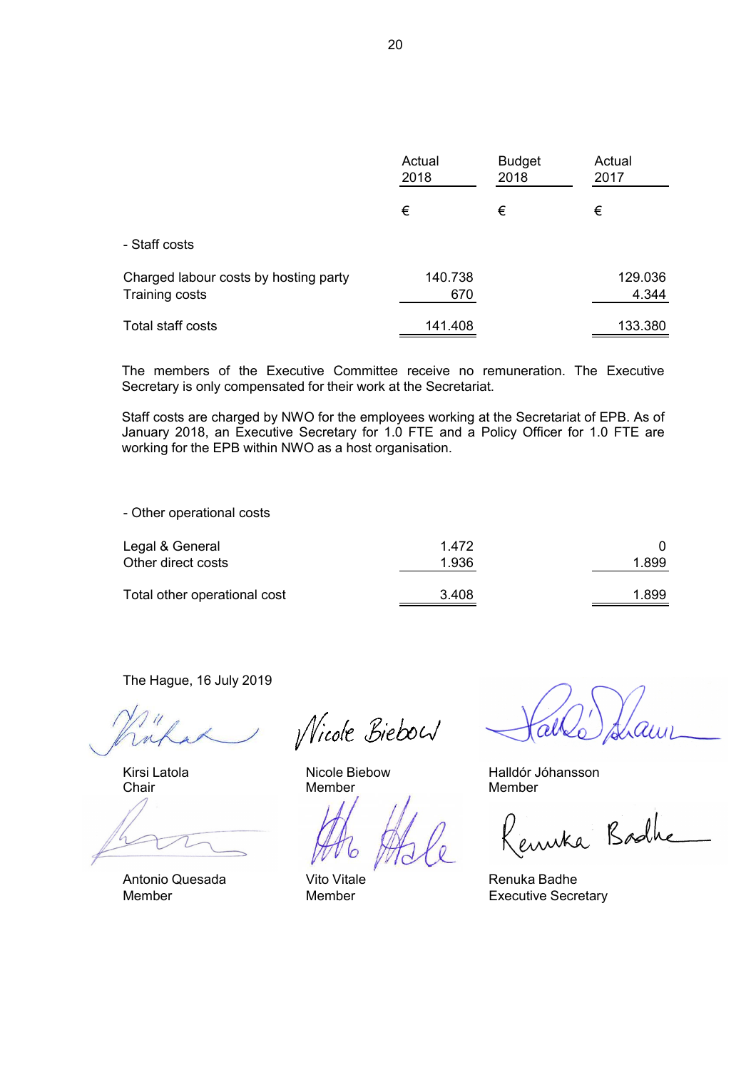| | Actual 2018 | Budget 2018 | Actual 2017 |
|---|---|---|---|
| | € | € | € |
| - Staff costs | | | |
| Charged labour costs by hosting party | 140.738 | | 129.036 |
| Training costs | 670 | | 4.344 |
| Total staff costs | 141.408 | | 133.380 |

The members of the Executive Committee receive no remuneration. The Executive Secretary is only compensated for their work at the Secretariat.

Staff costs are charged by NWO for the employees working at the Secretariat of EPB. As of January 2018, an Executive Secretary for 1.0 FTE and a Policy Officer for 1.0 FTE are working for the EPB within NWO as a host organisation.

| | Actual 2018 | Budget 2018 | Actual 2017 |
|---|---|---|---|
| - Other operational costs | | | |
| Legal & General | 1.472 | | 0 |
| Other direct costs | 1.936 | | 1.899 |
| Total other operational cost | 3.408 | | 1.899 |

The Hague, 16 July 2019

Kirsi Latola
Chair

Nicole Biebow
Member

Halldór Jóhansson
Member

Antonio Quesada
Member

Vito Vitale
Member

Renuka Badhe
Executive Secretary